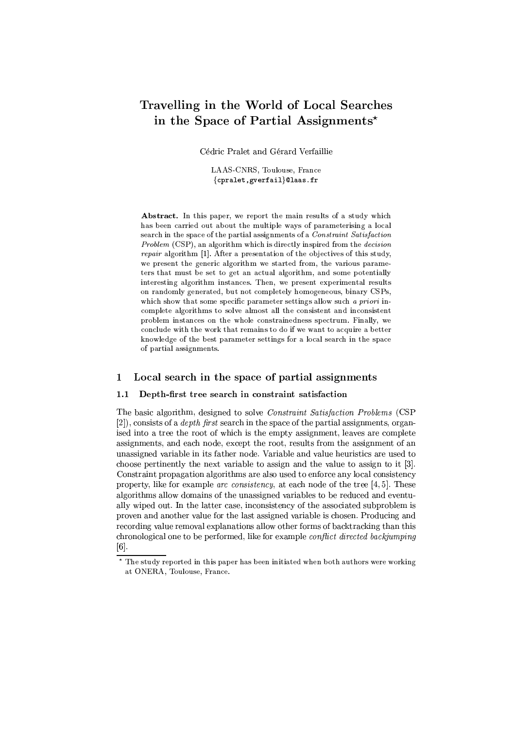# Travelling in the World of Local Searches in the Space of Partial Assignments*

Cédric Pralet and Gérard Verfaillie

LAAS-CNRS, Toulouse, France
{cpralet,gverfail}@laas.fr

**Abstract.** In this paper, we report the main results of a study which has been carried out about the multiple ways of parameterising a local search in the space of the partial assignments of a *Constraint Satisfaction Problem* (CSP), an algorithm which is directly inspired from the *decision repair* algorithm [1]. After a presentation of the objectives of this study, we present the generic algorithm we started from, the various parameters that must be set to get an actual algorithm, and some potentially interesting algorithm instances. Then, we present experimental results on randomly generated, but not completely homogeneous, binary CSPs, which show that some specific parameter settings allow such *a priori* incomplete algorithms to solve almost all the consistent and inconsistent problem instances on the whole constrainedness spectrum. Finally, we conclude with the work that remains to do if we want to acquire a better knowledge of the best parameter settings for a local search in the space of partial assignments.

## 1 Local search in the space of partial assignments

### 1.1 Depth-first tree search in constraint satisfaction

The basic algorithm, designed to solve *Constraint Satisfaction Problems* (CSP [2]), consists of a *depth first* search in the space of the partial assignments, organised into a tree the root of which is the empty assignment, leaves are complete assignments, and each node, except the root, results from the assignment of an unassigned variable in its father node. Variable and value heuristics are used to choose pertinently the next variable to assign and the value to assign to it [3]. Constraint propagation algorithms are also used to enforce any local consistency property, like for example *arc consistency*, at each node of the tree [4, 5]. These algorithms allow domains of the unassigned variables to be reduced and eventually wiped out. In the latter case, inconsistency of the associated subproblem is proven and another value for the last assigned variable is chosen. Producing and recording value removal explanations allow other forms of backtracking than this chronological one to be performed, like for example *conflict directed backjumping* [6].

* The study reported in this paper has been initiated when both authors were working at ONERA, Toulouse, France.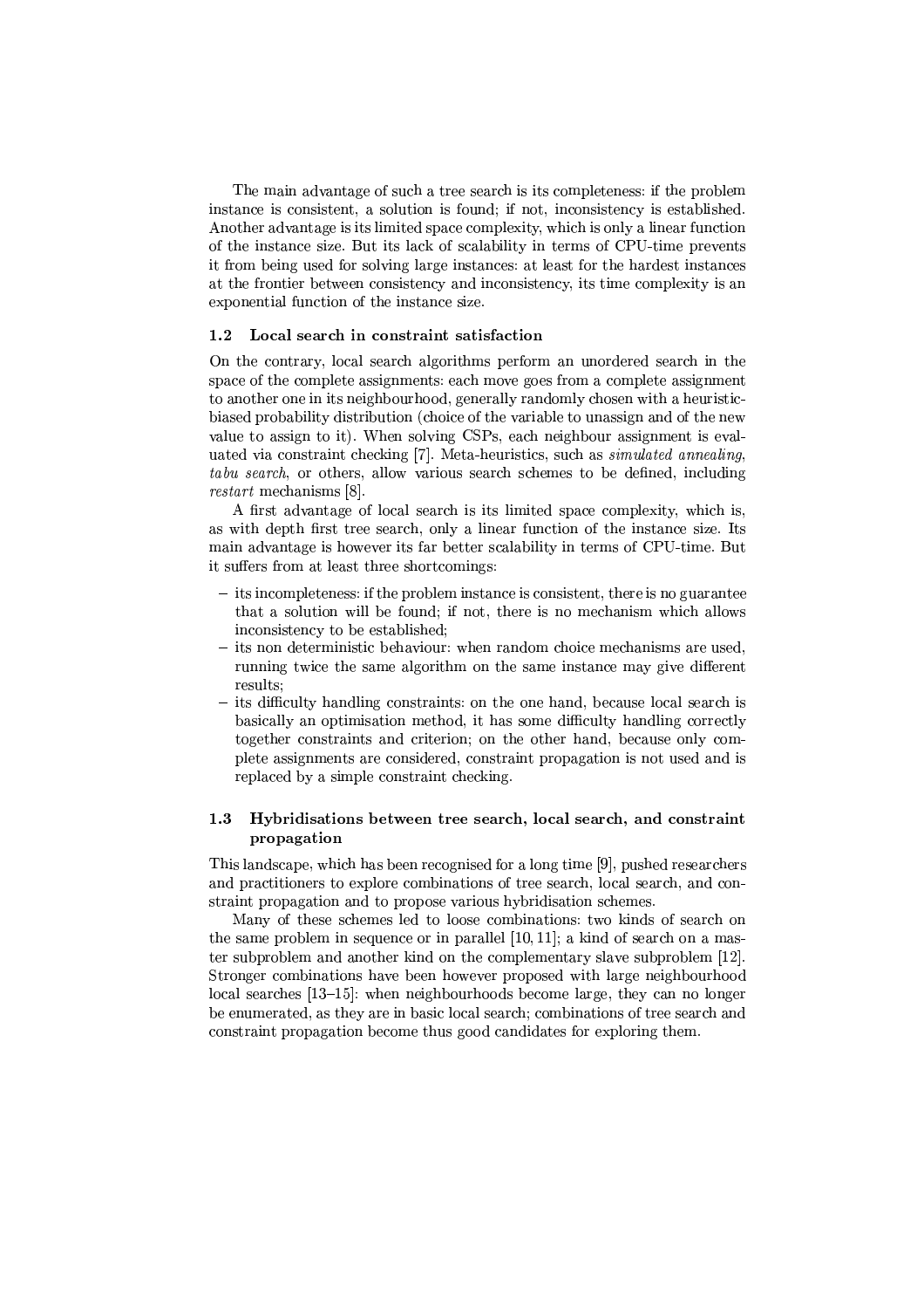The main advantage of such a tree search is its completeness: if the problem instance is consistent, a solution is found; if not, inconsistency is established. Another advantage is its limited space complexity, which is only a linear function of the instance size. But its lack of scalability in terms of CPU-time prevents it from being used for solving large instances: at least for the hardest instances at the frontier between consistency and inconsistency, its time complexity is an exponential function of the instance size.

### 1.2 Local search in constraint satisfaction

On the contrary, local search algorithms perform an unordered search in the space of the complete assignments: each move goes from a complete assignment to another one in its neighbourhood, generally randomly chosen with a heuristic-biased probability distribution (choice of the variable to unassign and of the new value to assign to it). When solving CSPs, each neighbour assignment is evaluated via constraint checking [7]. Meta-heuristics, such as *simulated annealing*, *tabu search*, or others, allow various search schemes to be defined, including *restart* mechanisms [8].

A first advantage of local search is its limited space complexity, which is, as with depth first tree search, only a linear function of the instance size. Its main advantage is however its far better scalability in terms of CPU-time. But it suffers from at least three shortcomings:

- its incompleteness: if the problem instance is consistent, there is no guarantee that a solution will be found; if not, there is no mechanism which allows inconsistency to be established;
- its non deterministic behaviour: when random choice mechanisms are used, running twice the same algorithm on the same instance may give different results;
- its difficulty handling constraints: on the one hand, because local search is basically an optimisation method, it has some difficulty handling correctly together constraints and criterion; on the other hand, because only complete assignments are considered, constraint propagation is not used and is replaced by a simple constraint checking.

### 1.3 Hybridisations between tree search, local search, and constraint propagation

This landscape, which has been recognised for a long time [9], pushed researchers and practitioners to explore combinations of tree search, local search, and constraint propagation and to propose various hybridisation schemes.

Many of these schemes led to loose combinations: two kinds of search on the same problem in sequence or in parallel [10, 11]; a kind of search on a master subproblem and another kind on the complementary slave subproblem [12]. Stronger combinations have been however proposed with large neighbourhood local searches [13–15]: when neighbourhoods become large, they can no longer be enumerated, as they are in basic local search; combinations of tree search and constraint propagation become thus good candidates for exploring them.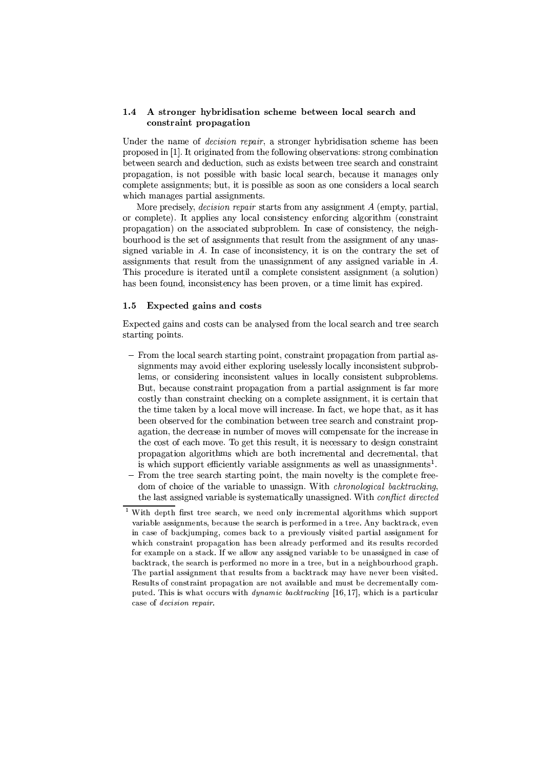### 1.4 A stronger hybridisation scheme between local search and constraint propagation

Under the name of *decision repair*, a stronger hybridisation scheme has been proposed in [1]. It originated from the following observations: strong combination between search and deduction, such as exists between tree search and constraint propagation, is not possible with basic local search, because it manages only complete assignments; but, it is possible as soon as one considers a local search which manages partial assignments.

More precisely, *decision repair* starts from any assignment $A$ (empty, partial, or complete). It applies any local consistency enforcing algorithm (constraint propagation) on the associated subproblem. In case of consistency, the neighbourhood is the set of assignments that result from the assignment of any unassigned variable in $A$. In case of inconsistency, it is on the contrary the set of assignments that result from the unassignment of any assigned variable in $A$. This procedure is iterated until a complete consistent assignment (a solution) has been found, inconsistency has been proven, or a time limit has expired.

### 1.5 Expected gains and costs

Expected gains and costs can be analysed from the local search and tree search starting points.

- From the local search starting point, constraint propagation from partial assignments may avoid either exploring uselessly locally inconsistent subproblems, or considering inconsistent values in locally consistent subproblems. But, because constraint propagation from a partial assignment is far more costly than constraint checking on a complete assignment, it is certain that the time taken by a local move will increase. In fact, we hope that, as it has been observed for the combination between tree search and constraint propagation, the decrease in number of moves will compensate for the increase in the cost of each move. To get this result, it is necessary to design constraint propagation algorithms which are both incremental and decremental, that is which support efficiently variable assignments as well as unassignments[1].
- From the tree search starting point, the main novelty is the complete freedom of choice of the variable to unassign. With *chronological backtracking*, the last assigned variable is systematically unassigned. With *conflict directed*

[1] With depth first tree search, we need only incremental algorithms which support variable assignments, because the search is performed in a tree. Any backtrack, even in case of backjumping, comes back to a previously visited partial assignment for which constraint propagation has been already performed and its results recorded for example on a stack. If we allow any assigned variable to be unassigned in case of backtrack, the search is performed no more in a tree, but in a neighbourhood graph. The partial assignment that results from a backtrack may have never been visited. Results of constraint propagation are not available and must be decrementally computed. This is what occurs with *dynamic backtracking* [16, 17], which is a particular case of *decision repair*.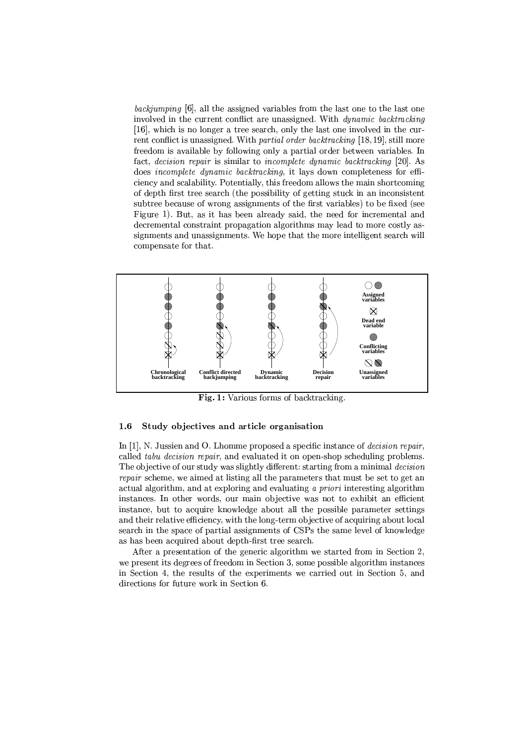*backjumping* [6], all the assigned variables from the last one to the last one involved in the current conflict are unassigned. With *dynamic backtracking* [16], which is no longer a tree search, only the last one involved in the current conflict is unassigned. With *partial order backtracking* [18, 19], still more freedom is available by following only a partial order between variables. In fact, *decision repair* is similar to *incomplete dynamic backtracking* [20]. As does *incomplete dynamic backtracking*, it lays down completeness for efficiency and scalability. Potentially, this freedom allows the main shortcoming of depth first tree search (the possibility of getting stuck in an inconsistent subtree because of wrong assignments of the first variables) to be fixed (see Figure 1). But, as it has been already said, the need for incremental and decremental constraint propagation algorithms may lead to more costly assignments and unassignments. We hope that the more intelligent search will compensate for that.

Chronological backtracking | Conflict directed backjumping | Dynamic backtracking | Decision repair

Assigned variables | Dead end variable | Conflicting variables | Unassigned variables

**Fig. 1:** Various forms of backtracking.

### 1.6 Study objectives and article organisation

In [1], N. Jussien and O. Lhomme proposed a specific instance of *decision repair*, called *tabu decision repair*, and evaluated it on open-shop scheduling problems. The objective of our study was slightly different: starting from a minimal *decision repair* scheme, we aimed at listing all the parameters that must be set to get an actual algorithm, and at exploring and evaluating *a priori* interesting algorithm instances. In other words, our main objective was not to exhibit an efficient instance, but to acquire knowledge about all the possible parameter settings and their relative efficiency, with the long-term objective of acquiring about local search in the space of partial assignments of CSPs the same level of knowledge as has been acquired about depth-first tree search.

After a presentation of the generic algorithm we started from in Section 2, we present its degrees of freedom in Section 3, some possible algorithm instances in Section 4, the results of the experiments we carried out in Section 5, and directions for future work in Section 6.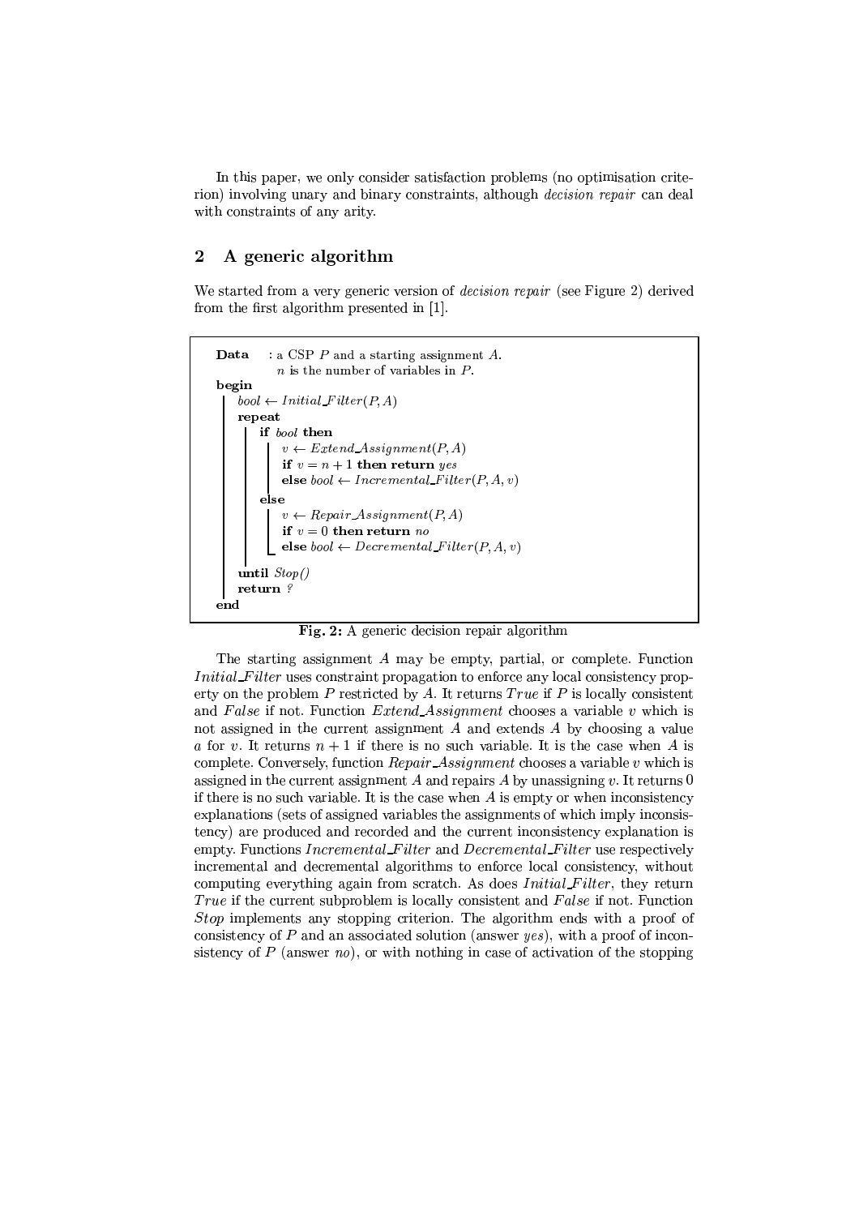In this paper, we only consider satisfaction problems (no optimisation criterion) involving unary and binary constraints, although *decision repair* can deal with constraints of any arity.

## 2 A generic algorithm

We started from a very generic version of *decision repair* (see Figure 2) derived from the first algorithm presented in [1].

```
Data   : a CSP P and a starting assignment A.
         n is the number of variables in P.
begin
  bool ← Initial_Filter(P, A)
  repeat
    if bool then
      v ← Extend_Assignment(P, A)
      if v = n + 1 then return yes
      else bool ← Incremental_Filter(P, A, v)
    else
      v ← Repair_Assignment(P, A)
      if v = 0 then return no
      else bool ← Decremental_Filter(P, A, v)
  until Stop()
  return ?
end
```

**Fig. 2:** A generic decision repair algorithm

The starting assignment $A$ may be empty, partial, or complete. Function *Initial_Filter* uses constraint propagation to enforce any local consistency property on the problem $P$ restricted by $A$. It returns *True* if $P$ is locally consistent and *False* if not. Function *Extend_Assignment* chooses a variable $v$ which is not assigned in the current assignment $A$ and extends $A$ by choosing a value $a$ for $v$. It returns $n+1$ if there is no such variable. It is the case when $A$ is complete. Conversely, function *Repair_Assignment* chooses a variable $v$ which is assigned in the current assignment $A$ and repairs $A$ by unassigning $v$. It returns 0 if there is no such variable. It is the case when $A$ is empty or when inconsistency explanations (sets of assigned variables the assignments of which imply inconsistency) are produced and recorded and the current inconsistency explanation is empty. Functions *Incremental_Filter* and *Decremental_Filter* use respectively incremental and decremental algorithms to enforce local consistency, without computing everything again from scratch. As does *Initial_Filter*, they return *True* if the current subproblem is locally consistent and *False* if not. Function *Stop* implements any stopping criterion. The algorithm ends with a proof of consistency of $P$ and an associated solution (answer *yes*), with a proof of inconsistency of $P$ (answer *no*), or with nothing in case of activation of the stopping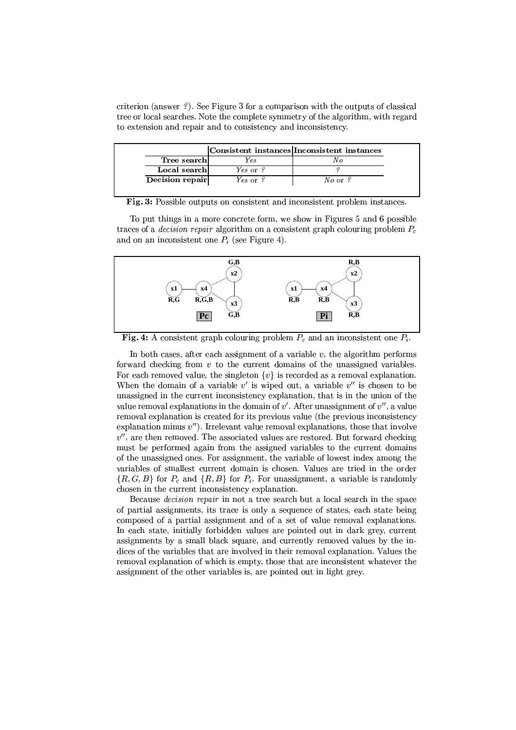criterion (answer *?*). See Figure 3 for a comparison with the outputs of classical tree or local searches. Note the complete symmetry of the algorithm, with regard to extension and repair and to consistency and inconsistency.

| | **Consistent instances** | **Inconsistent instances** |
|---|---|---|
| **Tree search** | *Yes* | *No* |
| **Local search** | *Yes* or *?* | *?* |
| **Decision repair** | *Yes* or *?* | *No* or *?* |

**Fig. 3:** Possible outputs on consistent and inconsistent problem instances.

To put things in a more concrete form, we show in Figures 5 and 6 possible traces of a *decision repair* algorithm on a consistent graph colouring problem $P_c$ and on an inconsistent one $P_i$ (see Figure 4).

G,B
x2
x1
R,G
x4
R,G,B
x3
G,B
Pc

R,B
x2
x1
R,B
x4
R,B
x3
R,B
Pi

**Fig. 4:** A consistent graph colouring problem $P_c$ and an inconsistent one $P_i$.

In both cases, after each assignment of a variable $v$, the algorithm performs forward checking from $v$ to the current domains of the unassigned variables. For each removed value, the singleton $\{v\}$ is recorded as a removal explanation. When the domain of a variable $v'$ is wiped out, a variable $v''$ is chosen to be unassigned in the current inconsistency explanation, that is in the union of the value removal explanations in the domain of $v'$. After unassignment of $v''$, a value removal explanation is created for its previous value (the previous inconsistency explanation minus $v''$). Irrelevant value removal explanations, those that involve $v''$, are then removed. The associated values are restored. But forward checking must be performed again from the assigned variables to the current domains of the unassigned ones. For assignment, the variable of lowest index among the variables of smallest current domain is chosen. Values are tried in the order $\{R, G, B\}$ for $P_c$ and $\{R, B\}$ for $P_i$. For unassignment, a variable is randomly chosen in the current inconsistency explanation.

Because *decision repair* in not a tree search but a local search in the space of partial assignments, its trace is only a sequence of states, each state being composed of a partial assignment and of a set of value removal explanations. In each state, initially forbidden values are pointed out in dark grey, current assignments by a small black square, and currently removed values by the indices of the variables that are involved in their removal explanation. Values the removal explanation of which is empty, those that are inconsistent whatever the assignment of the other variables is, are pointed out in light grey.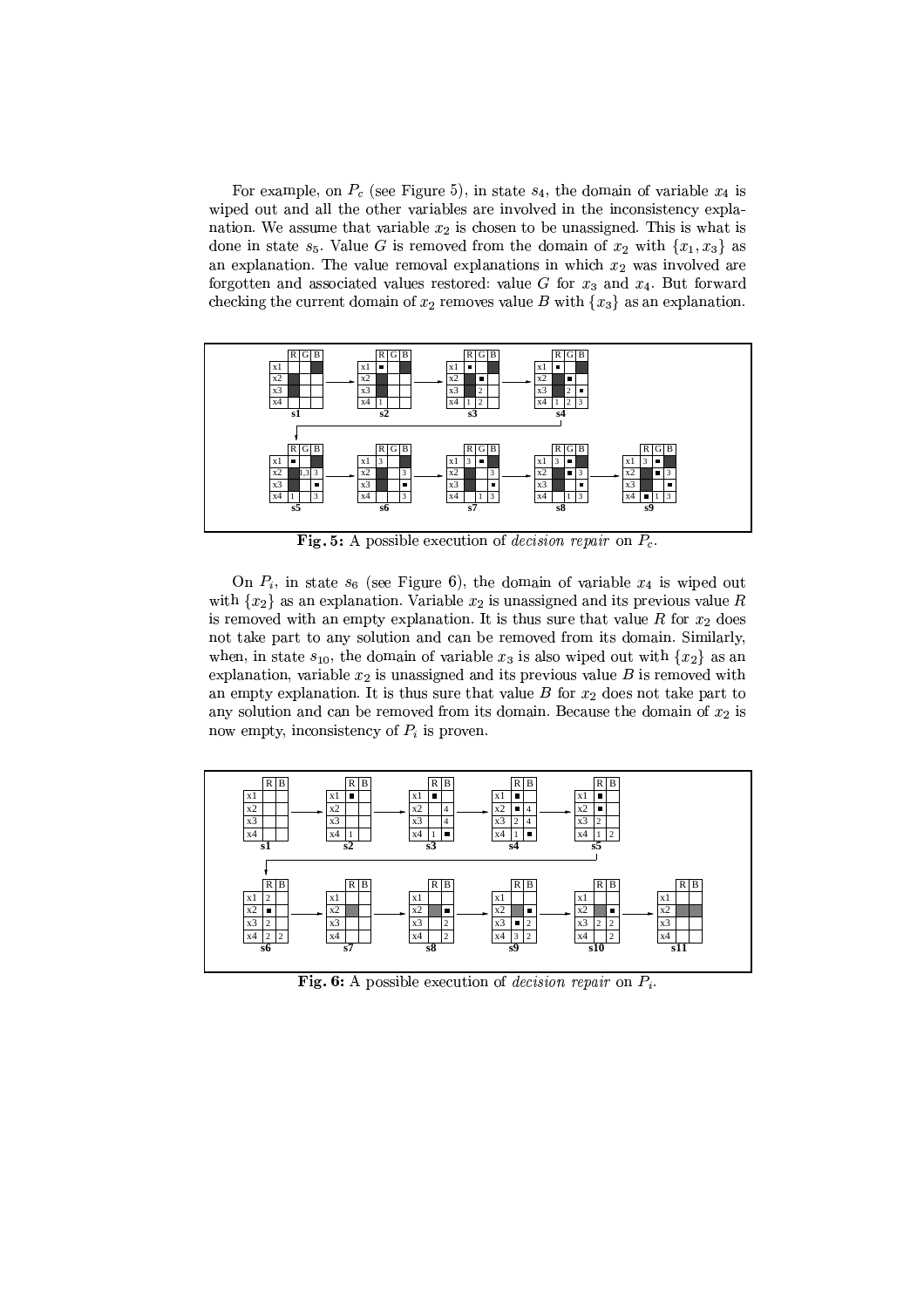For example, on $P_c$ (see Figure 5), in state $s_4$, the domain of variable $x_4$ is wiped out and all the other variables are involved in the inconsistency explanation. We assume that variable $x_2$ is chosen to be unassigned. This is what is done in state $s_5$. Value $G$ is removed from the domain of $x_2$ with $\{x_1, x_3\}$ as an explanation. The value removal explanations in which $x_2$ was involved are forgotten and associated values restored: value $G$ for $x_3$ and $x_4$. But forward checking the current domain of $x_2$ removes value $B$ with $\{x_3\}$ as an explanation.

**Fig. 5:** A possible execution of *decision repair* on $P_c$.

On $P_i$, in state $s_6$ (see Figure 6), the domain of variable $x_4$ is wiped out with $\{x_2\}$ as an explanation. Variable $x_2$ is unassigned and its previous value $R$ is removed with an empty explanation. It is thus sure that value $R$ for $x_2$ does not take part to any solution and can be removed from its domain. Similarly, when, in state $s_{10}$, the domain of variable $x_3$ is also wiped out with $\{x_2\}$ as an explanation, variable $x_2$ is unassigned and its previous value $B$ is removed with an empty explanation. It is thus sure that value $B$ for $x_2$ does not take part to any solution and can be removed from its domain. Because the domain of $x_2$ is now empty, inconsistency of $P_i$ is proven.

**Fig. 6:** A possible execution of *decision repair* on $P_i$.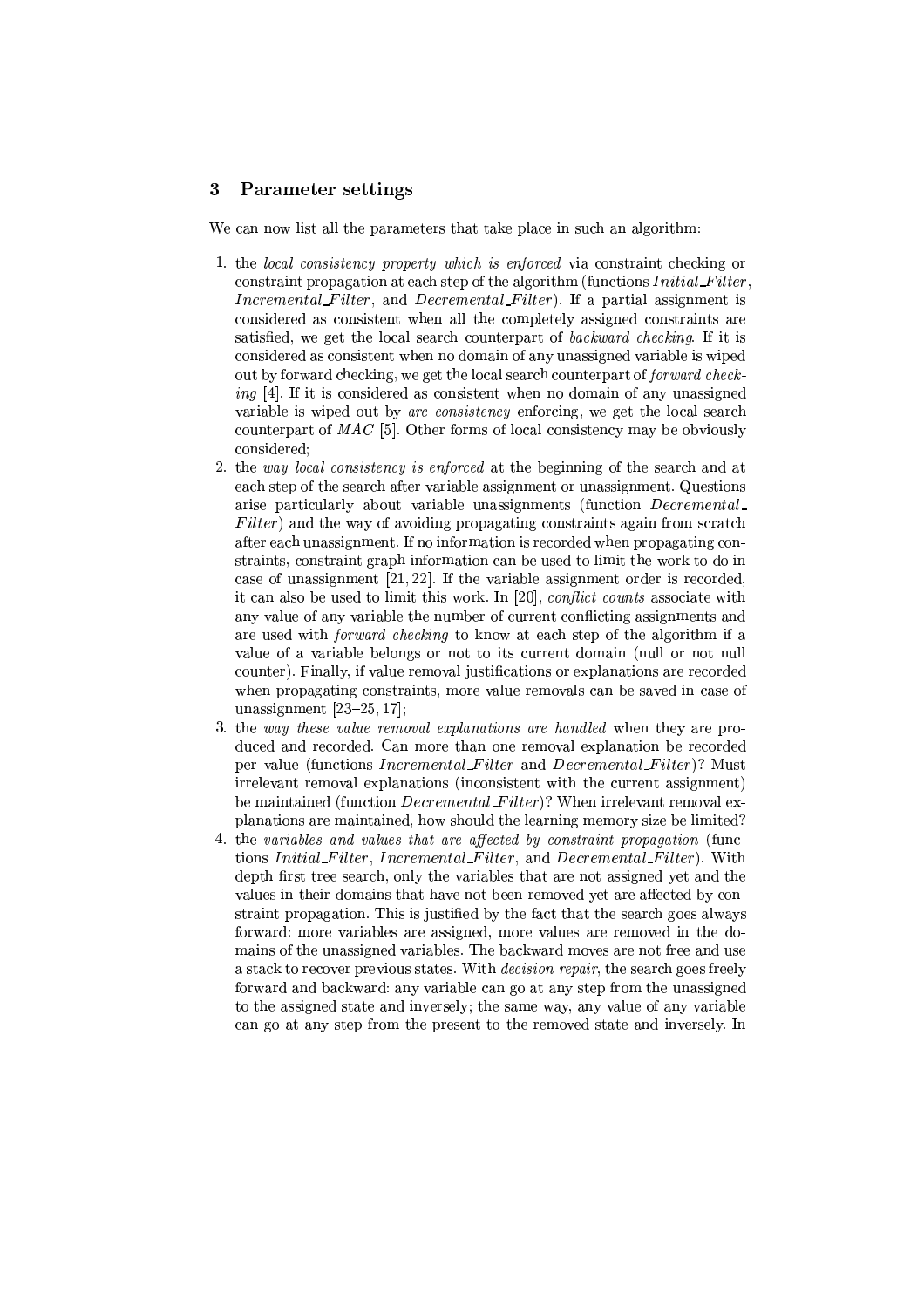## 3 Parameter settings

We can now list all the parameters that take place in such an algorithm:

1. the *local consistency property which is enforced* via constraint checking or constraint propagation at each step of the algorithm (functions *Initial_Filter*, *Incremental_Filter*, and *Decremental_Filter*). If a partial assignment is considered as consistent when all the completely assigned constraints are satisfied, we get the local search counterpart of *backward checking*. If it is considered as consistent when no domain of any unassigned variable is wiped out by forward checking, we get the local search counterpart of *forward checking* [4]. If it is considered as consistent when no domain of any unassigned variable is wiped out by *arc consistency* enforcing, we get the local search counterpart of *MAC* [5]. Other forms of local consistency may be obviously considered;
2. the *way local consistency is enforced* at the beginning of the search and at each step of the search after variable assignment or unassignment. Questions arise particularly about variable unassignments (function *Decremental_Filter*) and the way of avoiding propagating constraints again from scratch after each unassignment. If no information is recorded when propagating constraints, constraint graph information can be used to limit the work to do in case of unassignment [21, 22]. If the variable assignment order is recorded, it can also be used to limit this work. In [20], *conflict counts* associate with any value of any variable the number of current conflicting assignments and are used with *forward checking* to know at each step of the algorithm if a value of a variable belongs or not to its current domain (null or not null counter). Finally, if value removal justifications or explanations are recorded when propagating constraints, more value removals can be saved in case of unassignment [23–25, 17];
3. the *way these value removal explanations are handled* when they are produced and recorded. Can more than one removal explanation be recorded per value (functions *Incremental_Filter* and *Decremental_Filter*)? Must irrelevant removal explanations (inconsistent with the current assignment) be maintained (function *Decremental_Filter*)? When irrelevant removal explanations are maintained, how should the learning memory size be limited?
4. the *variables and values that are affected by constraint propagation* (functions *Initial_Filter*, *Incremental_Filter*, and *Decremental_Filter*). With depth first tree search, only the variables that are not assigned yet and the values in their domains that have not been removed yet are affected by constraint propagation. This is justified by the fact that the search goes always forward: more variables are assigned, more values are removed in the domains of the unassigned variables. The backward moves are not free and use a stack to recover previous states. With *decision repair*, the search goes freely forward and backward: any variable can go at any step from the unassigned to the assigned state and inversely; the same way, any value of any variable can go at any step from the present to the removed state and inversely. In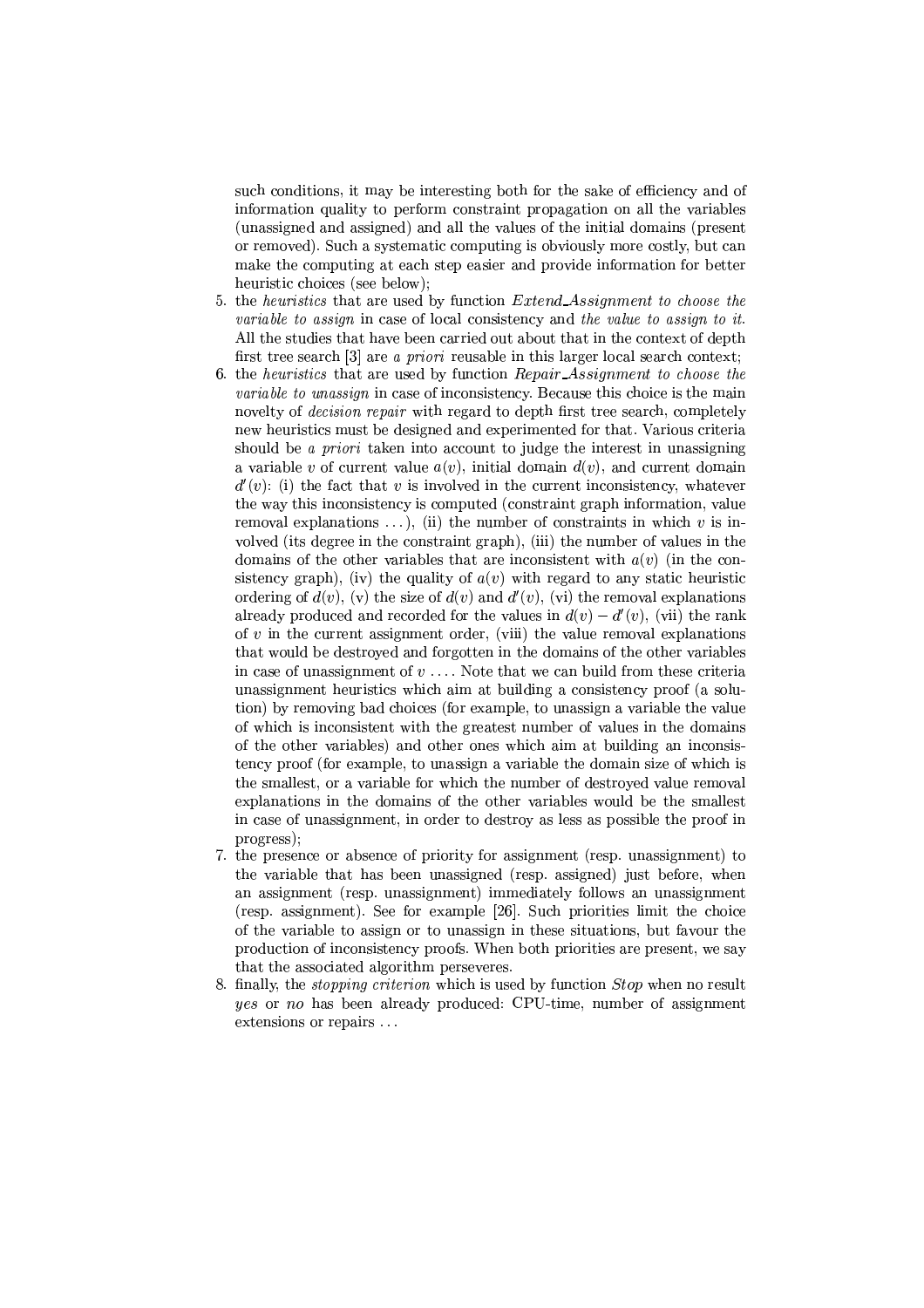such conditions, it may be interesting both for the sake of efficiency and of information quality to perform constraint propagation on all the variables (unassigned and assigned) and all the values of the initial domains (present or removed). Such a systematic computing is obviously more costly, but can make the computing at each step easier and provide information for better heuristic choices (see below);

5. the *heuristics* that are used by function *Extend_Assignment to choose the variable to assign* in case of local consistency and *the value to assign to it*. All the studies that have been carried out about that in the context of depth first tree search [3] are *a priori* reusable in this larger local search context;
6. the *heuristics* that are used by function *Repair_Assignment to choose the variable to unassign* in case of inconsistency. Because this choice is the main novelty of *decision repair* with regard to depth first tree search, completely new heuristics must be designed and experimented for that. Various criteria should be *a priori* taken into account to judge the interest in unassigning a variable $v$ of current value $a(v)$, initial domain $d(v)$, and current domain $d'(v)$: (i) the fact that $v$ is involved in the current inconsistency, whatever the way this inconsistency is computed (constraint graph information, value removal explanations …), (ii) the number of constraints in which $v$ is involved (its degree in the constraint graph), (iii) the number of values in the domains of the other variables that are inconsistent with $a(v)$ (in the consistency graph), (iv) the quality of $a(v)$ with regard to any static heuristic ordering of $d(v)$, (v) the size of $d(v)$ and $d'(v)$, (vi) the removal explanations already produced and recorded for the values in $d(v) - d'(v)$, (vii) the rank of $v$ in the current assignment order, (viii) the value removal explanations that would be destroyed and forgotten in the domains of the other variables in case of unassignment of $v$ …. Note that we can build from these criteria unassignment heuristics which aim at building a consistency proof (a solution) by removing bad choices (for example, to unassign a variable the value of which is inconsistent with the greatest number of values in the domains of the other variables) and other ones which aim at building an inconsistency proof (for example, to unassign a variable the domain size of which is the smallest, or a variable for which the number of destroyed value removal explanations in the domains of the other variables would be the smallest in case of unassignment, in order to destroy as less as possible the proof in progress);
7. the presence or absence of priority for assignment (resp. unassignment) to the variable that has been unassigned (resp. assigned) just before, when an assignment (resp. unassignment) immediately follows an unassignment (resp. assignment). See for example [26]. Such priorities limit the choice of the variable to assign or to unassign in these situations, but favour the production of inconsistency proofs. When both priorities are present, we say that the associated algorithm perseveres.
8. finally, the *stopping criterion* which is used by function *Stop* when no result *yes* or *no* has been already produced: CPU-time, number of assignment extensions or repairs …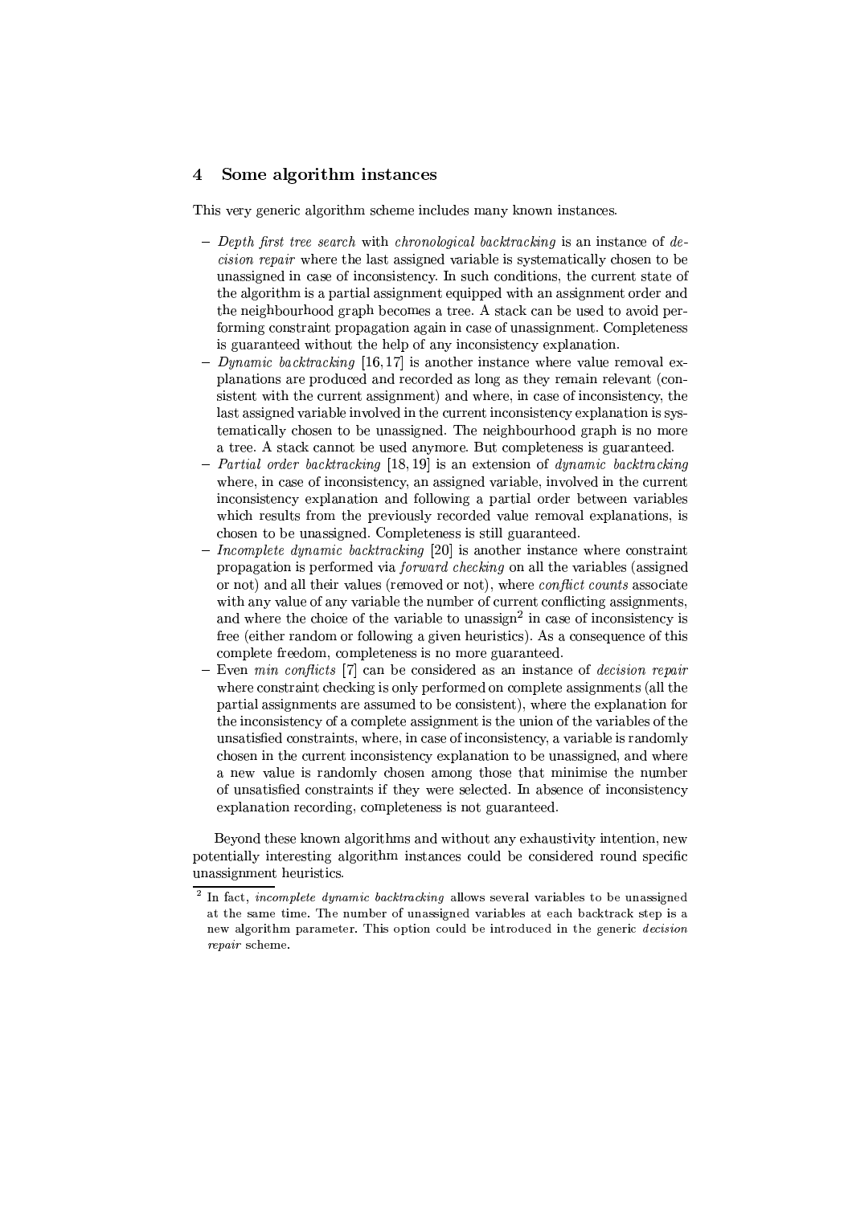## 4 Some algorithm instances

This very generic algorithm scheme includes many known instances.

- *Depth first tree search* with *chronological backtracking* is an instance of *decision repair* where the last assigned variable is systematically chosen to be unassigned in case of inconsistency. In such conditions, the current state of the algorithm is a partial assignment equipped with an assignment order and the neighbourhood graph becomes a tree. A stack can be used to avoid performing constraint propagation again in case of unassignment. Completeness is guaranteed without the help of any inconsistency explanation.
- *Dynamic backtracking* [16, 17] is another instance where value removal explanations are produced and recorded as long as they remain relevant (consistent with the current assignment) and where, in case of inconsistency, the last assigned variable involved in the current inconsistency explanation is systematically chosen to be unassigned. The neighbourhood graph is no more a tree. A stack cannot be used anymore. But completeness is guaranteed.
- *Partial order backtracking* [18, 19] is an extension of *dynamic backtracking* where, in case of inconsistency, an assigned variable, involved in the current inconsistency explanation and following a partial order between variables which results from the previously recorded value removal explanations, is chosen to be unassigned. Completeness is still guaranteed.
- *Incomplete dynamic backtracking* [20] is another instance where constraint propagation is performed via *forward checking* on all the variables (assigned or not) and all their values (removed or not), where *conflict counts* associate with any value of any variable the number of current conflicting assignments, and where the choice of the variable to unassign[2] in case of inconsistency is free (either random or following a given heuristics). As a consequence of this complete freedom, completeness is no more guaranteed.
- Even *min conflicts* [7] can be considered as an instance of *decision repair* where constraint checking is only performed on complete assignments (all the partial assignments are assumed to be consistent), where the explanation for the inconsistency of a complete assignment is the union of the variables of the unsatisfied constraints, where, in case of inconsistency, a variable is randomly chosen in the current inconsistency explanation to be unassigned, and where a new value is randomly chosen among those that minimise the number of unsatisfied constraints if they were selected. In absence of inconsistency explanation recording, completeness is not guaranteed.

Beyond these known algorithms and without any exhaustivity intention, new potentially interesting algorithm instances could be considered round specific unassignment heuristics.

[2] In fact, *incomplete dynamic backtracking* allows several variables to be unassigned at the same time. The number of unassigned variables at each backtrack step is a new algorithm parameter. This option could be introduced in the generic *decision repair* scheme.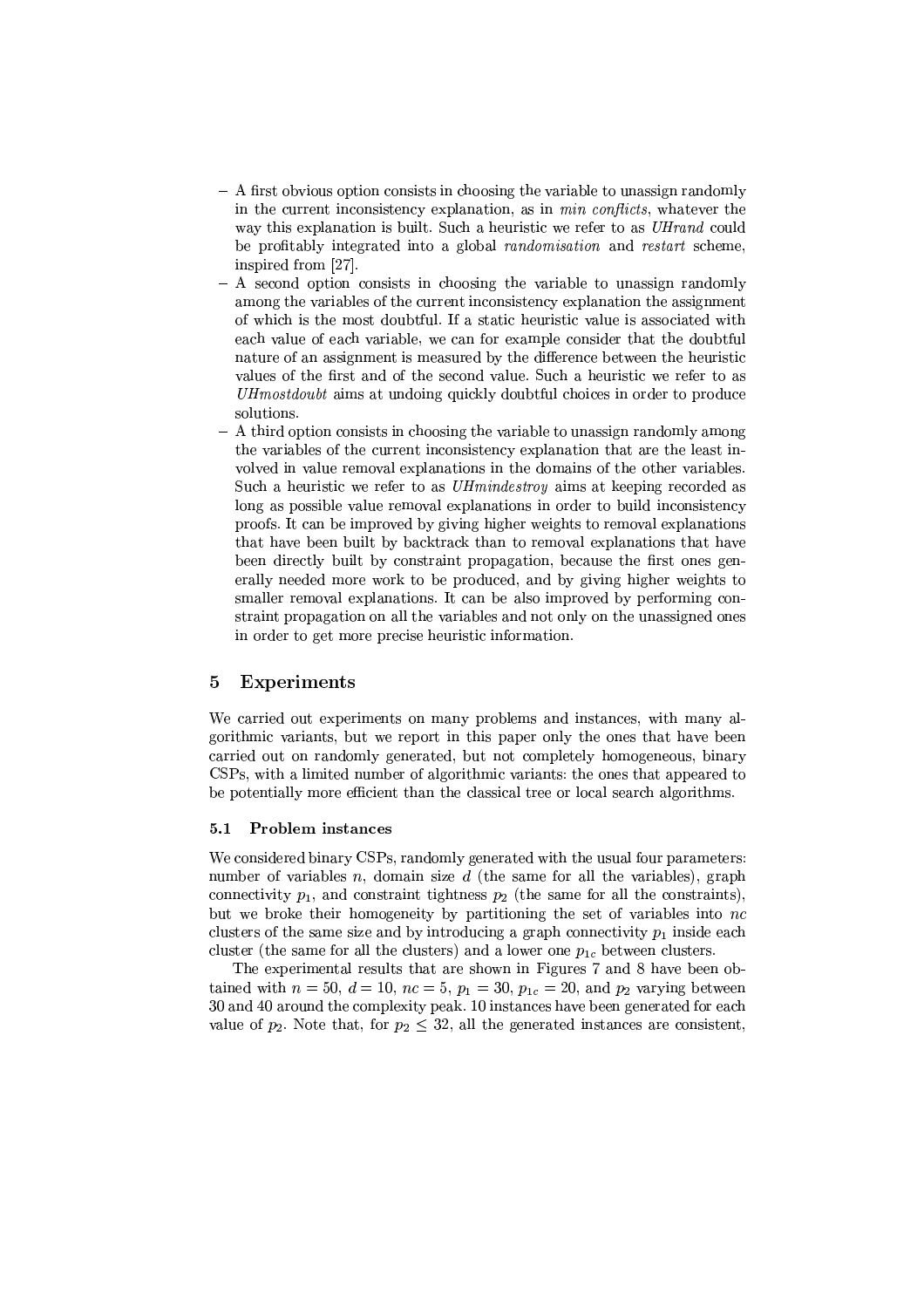- A first obvious option consists in choosing the variable to unassign randomly in the current inconsistency explanation, as in *min conflicts*, whatever the way this explanation is built. Such a heuristic we refer to as *UHrand* could be profitably integrated into a global *randomisation* and *restart* scheme, inspired from [27].
- A second option consists in choosing the variable to unassign randomly among the variables of the current inconsistency explanation the assignment of which is the most doubtful. If a static heuristic value is associated with each value of each variable, we can for example consider that the doubtful nature of an assignment is measured by the difference between the heuristic values of the first and of the second value. Such a heuristic we refer to as *UHmostdoubt* aims at undoing quickly doubtful choices in order to produce solutions.
- A third option consists in choosing the variable to unassign randomly among the variables of the current inconsistency explanation that are the least involved in value removal explanations in the domains of the other variables. Such a heuristic we refer to as *UHmindestroy* aims at keeping recorded as long as possible value removal explanations in order to build inconsistency proofs. It can be improved by giving higher weights to removal explanations that have been built by backtrack than to removal explanations that have been directly built by constraint propagation, because the first ones generally needed more work to be produced, and by giving higher weights to smaller removal explanations. It can be also improved by performing constraint propagation on all the variables and not only on the unassigned ones in order to get more precise heuristic information.

## 5 Experiments

We carried out experiments on many problems and instances, with many algorithmic variants, but we report in this paper only the ones that have been carried out on randomly generated, but not completely homogeneous, binary CSPs, with a limited number of algorithmic variants: the ones that appeared to be potentially more efficient than the classical tree or local search algorithms.

### 5.1 Problem instances

We considered binary CSPs, randomly generated with the usual four parameters: number of variables $n$, domain size $d$ (the same for all the variables), graph connectivity $p_1$, and constraint tightness $p_2$ (the same for all the constraints), but we broke their homogeneity by partitioning the set of variables into $nc$ clusters of the same size and by introducing a graph connectivity $p_1$ inside each cluster (the same for all the clusters) and a lower one $p_{1c}$ between clusters.

The experimental results that are shown in Figures 7 and 8 have been obtained with $n = 50$, $d = 10$, $nc = 5$, $p_1 = 30$, $p_{1c} = 20$, and $p_2$ varying between 30 and 40 around the complexity peak. 10 instances have been generated for each value of $p_2$. Note that, for $p_2 \leq 32$, all the generated instances are consistent,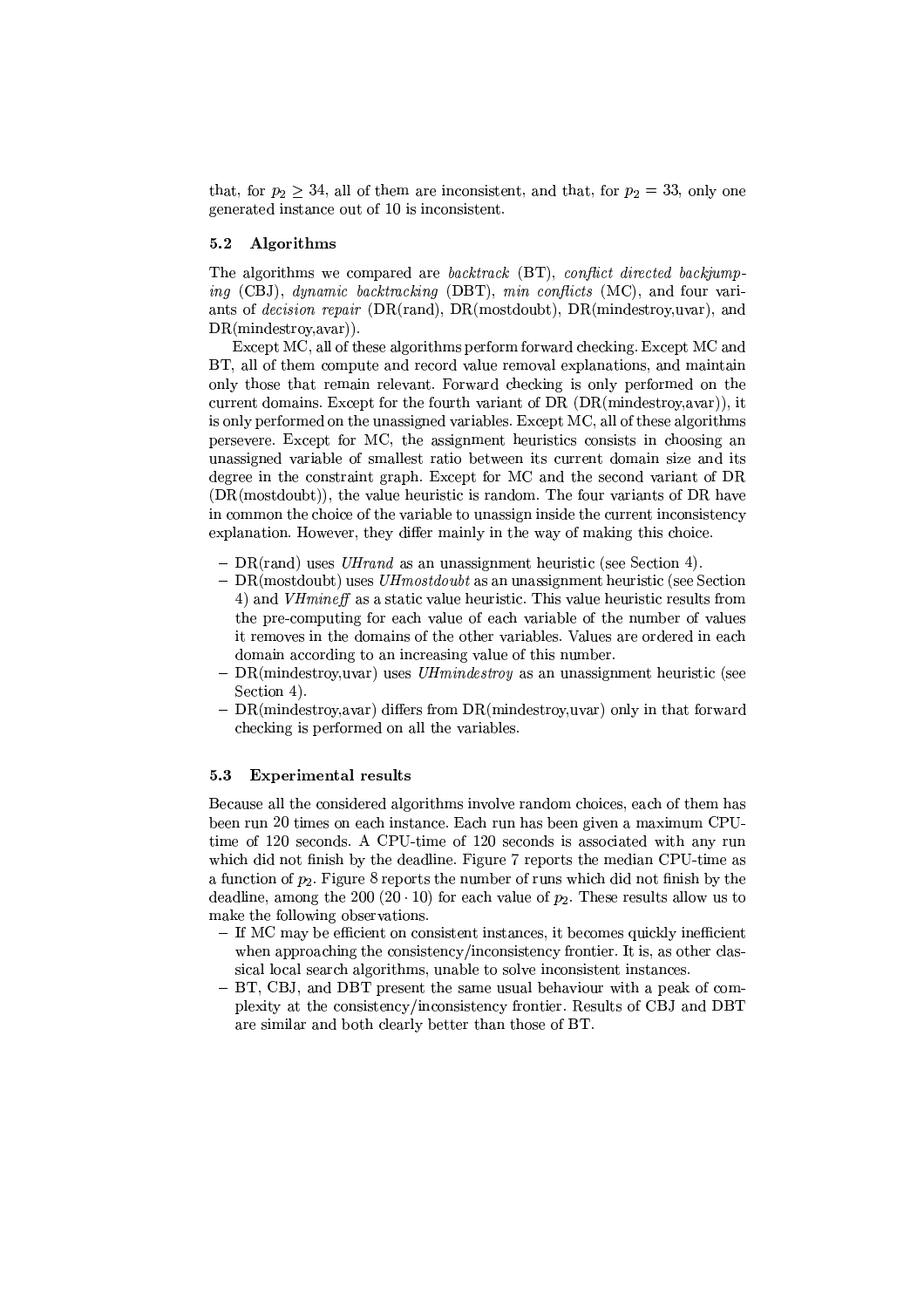that, for $p_2 \geq 34$, all of them are inconsistent, and that, for $p_2 = 33$, only one generated instance out of 10 is inconsistent.

### 5.2 Algorithms

The algorithms we compared are *backtrack* (BT), *conflict directed backjumping* (CBJ), *dynamic backtracking* (DBT), *min conflicts* (MC), and four variants of *decision repair* (DR(rand), DR(mostdoubt), DR(mindestroy,uvar), and DR(mindestroy,avar)).

Except MC, all of these algorithms perform forward checking. Except MC and BT, all of them compute and record value removal explanations, and maintain only those that remain relevant. Forward checking is only performed on the current domains. Except for the fourth variant of DR (DR(mindestroy,avar)), it is only performed on the unassigned variables. Except MC, all of these algorithms persevere. Except for MC, the assignment heuristics consists in choosing an unassigned variable of smallest ratio between its current domain size and its degree in the constraint graph. Except for MC and the second variant of DR (DR(mostdoubt)), the value heuristic is random. The four variants of DR have in common the choice of the variable to unassign inside the current inconsistency explanation. However, they differ mainly in the way of making this choice.

- DR(rand) uses *UHrand* as an unassignment heuristic (see Section 4).
- DR(mostdoubt) uses *UHmostdoubt* as an unassignment heuristic (see Section 4) and *VHmineff* as a static value heuristic. This value heuristic results from the pre-computing for each value of each variable of the number of values it removes in the domains of the other variables. Values are ordered in each domain according to an increasing value of this number.
- DR(mindestroy,uvar) uses *UHmindestroy* as an unassignment heuristic (see Section 4).
- DR(mindestroy,avar) differs from DR(mindestroy,uvar) only in that forward checking is performed on all the variables.

### 5.3 Experimental results

Because all the considered algorithms involve random choices, each of them has been run 20 times on each instance. Each run has been given a maximum CPU-time of 120 seconds. A CPU-time of 120 seconds is associated with any run which did not finish by the deadline. Figure 7 reports the median CPU-time as a function of $p_2$. Figure 8 reports the number of runs which did not finish by the deadline, among the 200 $(20 \cdot 10)$ for each value of $p_2$. These results allow us to make the following observations.

- If MC may be efficient on consistent instances, it becomes quickly inefficient when approaching the consistency/inconsistency frontier. It is, as other classical local search algorithms, unable to solve inconsistent instances.
- BT, CBJ, and DBT present the same usual behaviour with a peak of complexity at the consistency/inconsistency frontier. Results of CBJ and DBT are similar and both clearly better than those of BT.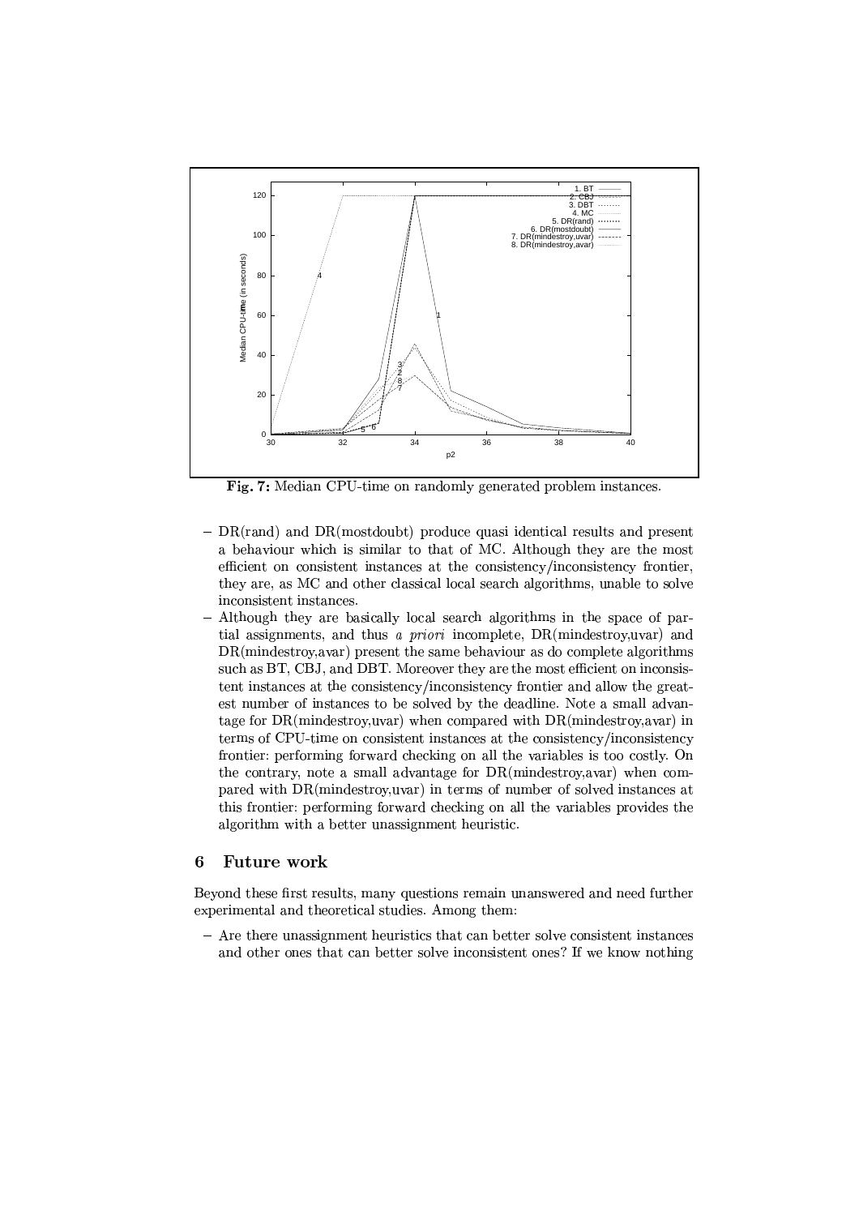**Fig. 7:** Median CPU-time on randomly generated problem instances.

- DR(rand) and DR(mostdoubt) produce quasi identical results and present a behaviour which is similar to that of MC. Although they are the most efficient on consistent instances at the consistency/inconsistency frontier, they are, as MC and other classical local search algorithms, unable to solve inconsistent instances.
- Although they are basically local search algorithms in the space of partial assignments, and thus *a priori* incomplete, DR(mindestroy,uvar) and DR(mindestroy,avar) present the same behaviour as do complete algorithms such as BT, CBJ, and DBT. Moreover they are the most efficient on inconsistent instances at the consistency/inconsistency frontier and allow the greatest number of instances to be solved by the deadline. Note a small advantage for DR(mindestroy,uvar) when compared with DR(mindestroy,avar) in terms of CPU-time on consistent instances at the consistency/inconsistency frontier: performing forward checking on all the variables is too costly. On the contrary, note a small advantage for DR(mindestroy,avar) when compared with DR(mindestroy,uvar) in terms of number of solved instances at this frontier: performing forward checking on all the variables provides the algorithm with a better unassignment heuristic.

## 6 Future work

Beyond these first results, many questions remain unanswered and need further experimental and theoretical studies. Among them:

- Are there unassignment heuristics that can better solve consistent instances and other ones that can better solve inconsistent ones? If we know nothing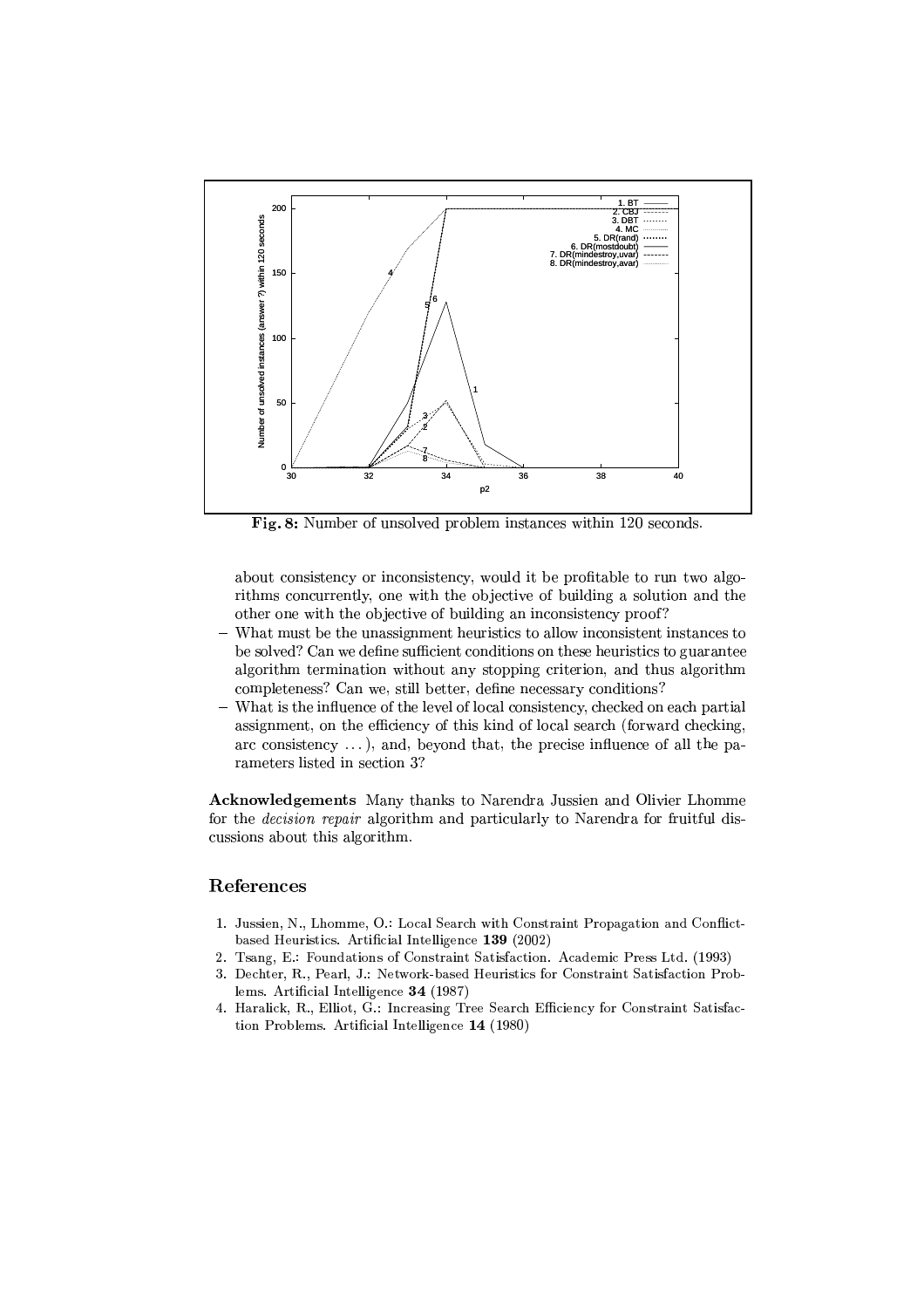Fig. 8: Number of unsolved problem instances within 120 seconds.

about consistency or inconsistency, would it be profitable to run two algorithms concurrently, one with the objective of building a solution and the other one with the objective of building an inconsistency proof?

- What must be the unassignment heuristics to allow inconsistent instances to be solved? Can we define sufficient conditions on these heuristics to guarantee algorithm termination without any stopping criterion, and thus algorithm completeness? Can we, still better, define necessary conditions?
- What is the influence of the level of local consistency, checked on each partial assignment, on the efficiency of this kind of local search (forward checking, arc consistency ...), and, beyond that, the precise influence of all the parameters listed in section 3?

**Acknowledgements** Many thanks to Narendra Jussien and Olivier Lhomme for the *decision repair* algorithm and particularly to Narendra for fruitful discussions about this algorithm.

## References

1. Jussien, N., Lhomme, O.: Local Search with Constraint Propagation and Conflict-based Heuristics. Artificial Intelligence **139** (2002)
2. Tsang, E.: Foundations of Constraint Satisfaction. Academic Press Ltd. (1993)
3. Dechter, R., Pearl, J.: Network-based Heuristics for Constraint Satisfaction Problems. Artificial Intelligence **34** (1987)
4. Haralick, R., Elliot, G.: Increasing Tree Search Efficiency for Constraint Satisfaction Problems. Artificial Intelligence **14** (1980)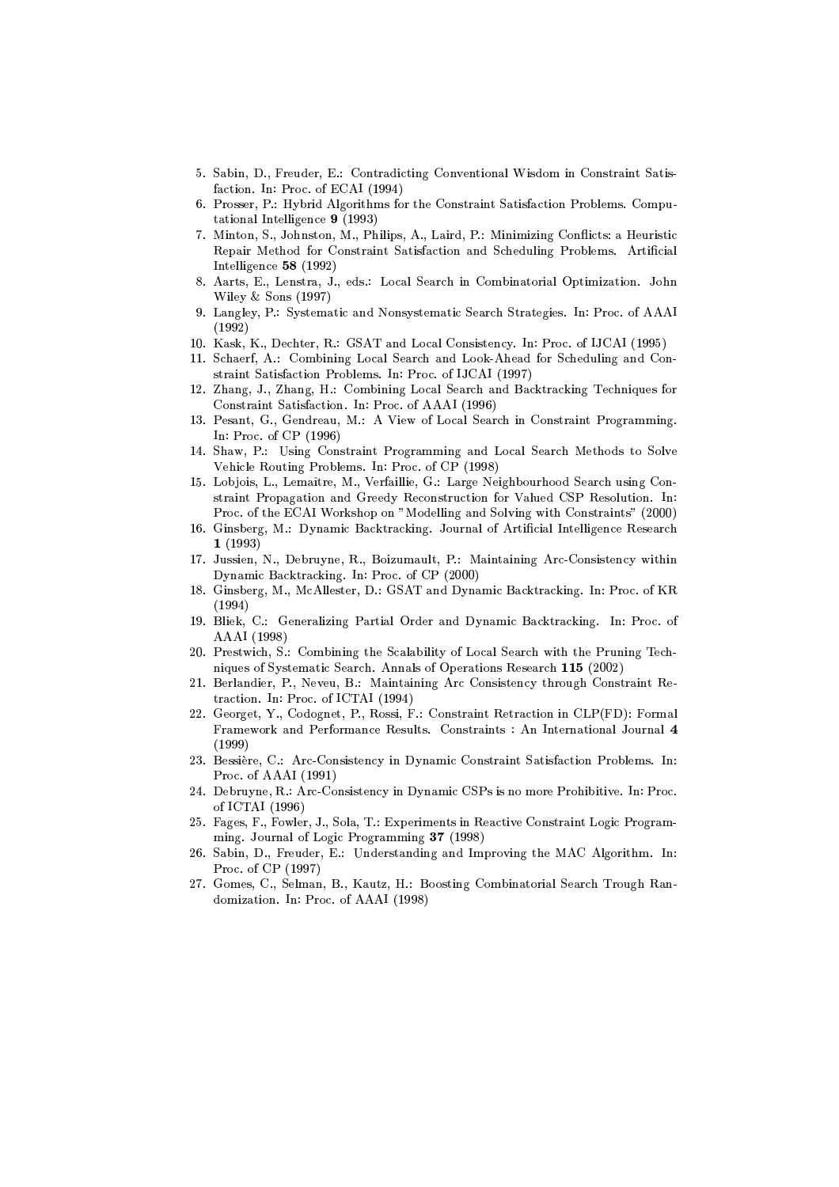5. Sabin, D., Freuder, E.: Contradicting Conventional Wisdom in Constraint Satisfaction. In: Proc. of ECAI (1994)
6. Prosser, P.: Hybrid Algorithms for the Constraint Satisfaction Problems. Computational Intelligence **9** (1993)
7. Minton, S., Johnston, M., Philips, A., Laird, P.: Minimizing Conflicts: a Heuristic Repair Method for Constraint Satisfaction and Scheduling Problems. Artificial Intelligence **58** (1992)
8. Aarts, E., Lenstra, J., eds.: Local Search in Combinatorial Optimization. John Wiley & Sons (1997)
9. Langley, P.: Systematic and Nonsystematic Search Strategies. In: Proc. of AAAI (1992)
10. Kask, K., Dechter, R.: GSAT and Local Consistency. In: Proc. of IJCAI (1995)
11. Schaerf, A.: Combining Local Search and Look-Ahead for Scheduling and Constraint Satisfaction Problems. In: Proc. of IJCAI (1997)
12. Zhang, J., Zhang, H.: Combining Local Search and Backtracking Techniques for Constraint Satisfaction. In: Proc. of AAAI (1996)
13. Pesant, G., Gendreau, M.: A View of Local Search in Constraint Programming. In: Proc. of CP (1996)
14. Shaw, P.: Using Constraint Programming and Local Search Methods to Solve Vehicle Routing Problems. In: Proc. of CP (1998)
15. Lobjois, L., Lemaître, M., Verfaillie, G.: Large Neighbourhood Search using Constraint Propagation and Greedy Reconstruction for Valued CSP Resolution. In: Proc. of the ECAI Workshop on "Modelling and Solving with Constraints" (2000)
16. Ginsberg, M.: Dynamic Backtracking. Journal of Artificial Intelligence Research **1** (1993)
17. Jussien, N., Debruyne, R., Boizumault, P.: Maintaining Arc-Consistency within Dynamic Backtracking. In: Proc. of CP (2000)
18. Ginsberg, M., McAllester, D.: GSAT and Dynamic Backtracking. In: Proc. of KR (1994)
19. Bliek, C.: Generalizing Partial Order and Dynamic Backtracking. In: Proc. of AAAI (1998)
20. Prestwich, S.: Combining the Scalability of Local Search with the Pruning Techniques of Systematic Search. Annals of Operations Research **115** (2002)
21. Berlandier, P., Neveu, B.: Maintaining Arc Consistency through Constraint Retraction. In: Proc. of ICTAI (1994)
22. Georget, Y., Codognet, P., Rossi, F.: Constraint Retraction in CLP(FD): Formal Framework and Performance Results. Constraints : An International Journal **4** (1999)
23. Bessière, C.: Arc-Consistency in Dynamic Constraint Satisfaction Problems. In: Proc. of AAAI (1991)
24. Debruyne, R.: Arc-Consistency in Dynamic CSPs is no more Prohibitive. In: Proc. of ICTAI (1996)
25. Fages, F., Fowler, J., Sola, T.: Experiments in Reactive Constraint Logic Programming. Journal of Logic Programming **37** (1998)
26. Sabin, D., Freuder, E.: Understanding and Improving the MAC Algorithm. In: Proc. of CP (1997)
27. Gomes, C., Selman, B., Kautz, H.: Boosting Combinatorial Search Trough Randomization. In: Proc. of AAAI (1998)